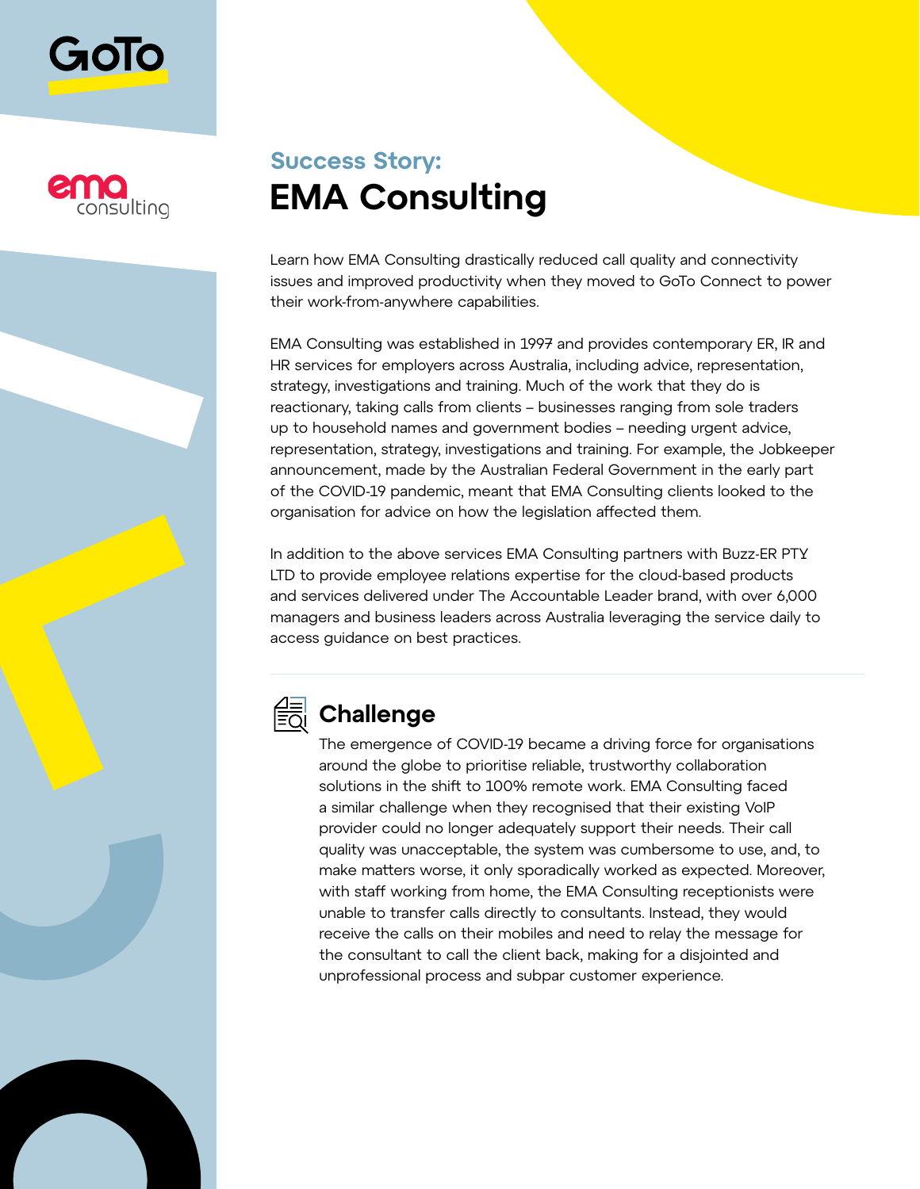Success Story:

# EMA Consulting

Learn how EMA Consulting drastically reduced call quality and connectivity issues and improved productivity when they moved to GoTo Connect to power their work-from-anywhere capabilities.

EMA Consulting was established in 1997 and provides contemporary ER, IR and HR services for employers across Australia, including advice, representation, strategy, investigations and training. Much of the work that they do is reactionary, taking calls from clients – businesses ranging from sole traders up to household names and government bodies – needing urgent advice, representation, strategy, investigations and training. For example, the Jobkeeper announcement, made by the Australian Federal Government in the early part of the COVID-19 pandemic, meant that EMA Consulting clients looked to the organisation for advice on how the legislation affected them.

In addition to the above services EMA Consulting partners with Buzz-ER PTY LTD to provide employee relations expertise for the cloud-based products and services delivered under The Accountable Leader brand, with over 6,000 managers and business leaders across Australia leveraging the service daily to access guidance on best practices.

## Challenge

The emergence of COVID-19 became a driving force for organisations around the globe to prioritise reliable, trustworthy collaboration solutions in the shift to 100% remote work. EMA Consulting faced a similar challenge when they recognised that their existing VoIP provider could no longer adequately support their needs. Their call quality was unacceptable, the system was cumbersome to use, and, to make matters worse, it only sporadically worked as expected. Moreover, with staff working from home, the EMA Consulting receptionists were unable to transfer calls directly to consultants. Instead, they would receive the calls on their mobiles and need to relay the message for the consultant to call the client back, making for a disjointed and unprofessional process and subpar customer experience.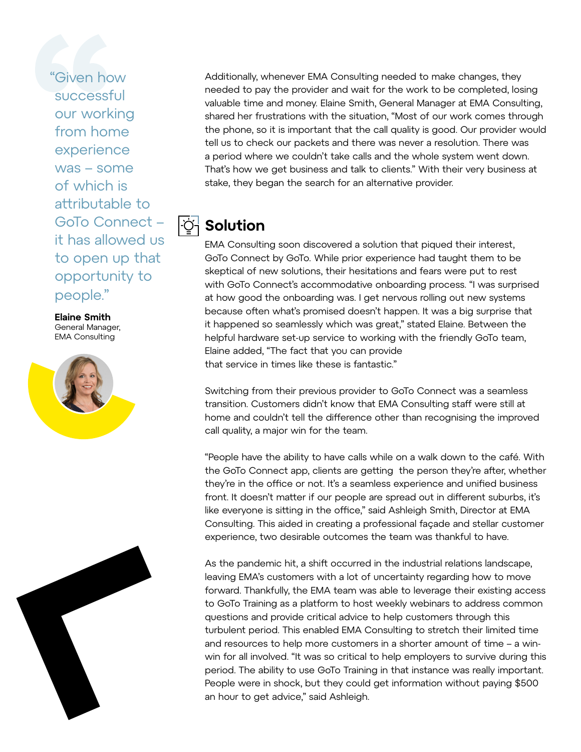> "Given how successful our working from home experience was – some of which is attributable to GoTo Connect – it has allowed us to open up that opportunity to people."
>
> **Elaine Smith**
> General Manager,
> EMA Consulting

Additionally, whenever EMA Consulting needed to make changes, they needed to pay the provider and wait for the work to be completed, losing valuable time and money. Elaine Smith, General Manager at EMA Consulting, shared her frustrations with the situation, "Most of our work comes through the phone, so it is important that the call quality is good. Our provider would tell us to check our packets and there was never a resolution. There was a period where we couldn't take calls and the whole system went down. That's how we get business and talk to clients." With their very business at stake, they began the search for an alternative provider.

## Solution

EMA Consulting soon discovered a solution that piqued their interest, GoTo Connect by GoTo. While prior experience had taught them to be skeptical of new solutions, their hesitations and fears were put to rest with GoTo Connect's accommodative onboarding process. "I was surprised at how good the onboarding was. I get nervous rolling out new systems because often what's promised doesn't happen. It was a big surprise that it happened so seamlessly which was great," stated Elaine. Between the helpful hardware set-up service to working with the friendly GoTo team, Elaine added, "The fact that you can provide that service in times like these is fantastic."

Switching from their previous provider to GoTo Connect was a seamless transition. Customers didn't know that EMA Consulting staff were still at home and couldn't tell the difference other than recognising the improved call quality, a major win for the team.

"People have the ability to have calls while on a walk down to the café. With the GoTo Connect app, clients are getting the person they're after, whether they're in the office or not. It's a seamless experience and unified business front. It doesn't matter if our people are spread out in different suburbs, it's like everyone is sitting in the office," said Ashleigh Smith, Director at EMA Consulting. This aided in creating a professional façade and stellar customer experience, two desirable outcomes the team was thankful to have.

As the pandemic hit, a shift occurred in the industrial relations landscape, leaving EMA's customers with a lot of uncertainty regarding how to move forward. Thankfully, the EMA team was able to leverage their existing access to GoTo Training as a platform to host weekly webinars to address common questions and provide critical advice to help customers through this turbulent period. This enabled EMA Consulting to stretch their limited time and resources to help more customers in a shorter amount of time – a win-win for all involved. "It was so critical to help employers to survive during this period. The ability to use GoTo Training in that instance was really important. People were in shock, but they could get information without paying $500 an hour to get advice," said Ashleigh.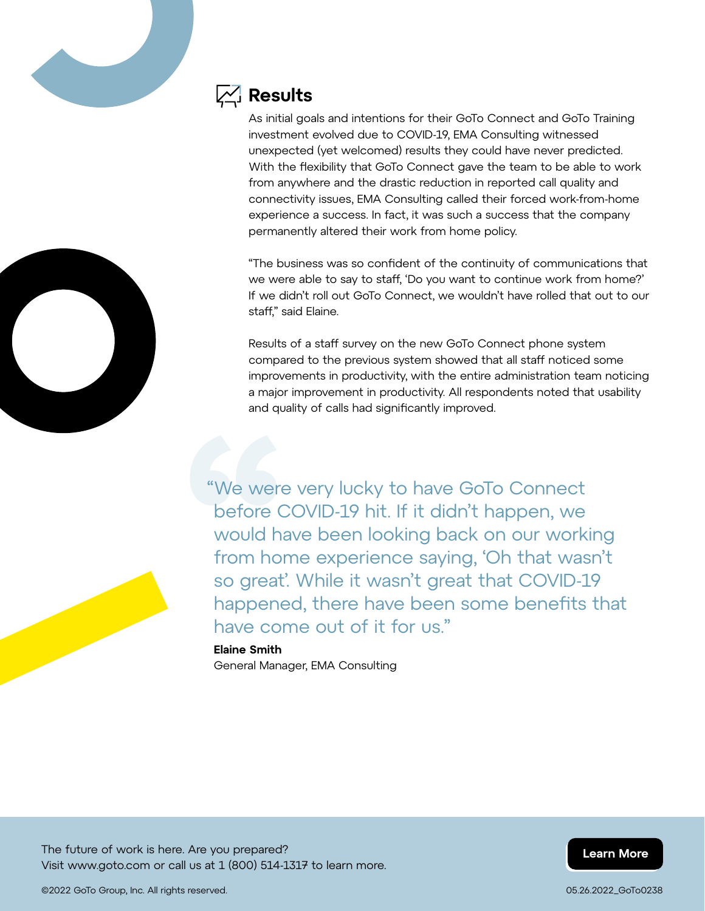## Results

As initial goals and intentions for their GoTo Connect and GoTo Training investment evolved due to COVID-19, EMA Consulting witnessed unexpected (yet welcomed) results they could have never predicted. With the flexibility that GoTo Connect gave the team to be able to work from anywhere and the drastic reduction in reported call quality and connectivity issues, EMA Consulting called their forced work-from-home experience a success. In fact, it was such a success that the company permanently altered their work from home policy.

"The business was so confident of the continuity of communications that we were able to say to staff, 'Do you want to continue work from home?' If we didn't roll out GoTo Connect, we wouldn't have rolled that out to our staff," said Elaine.

Results of a staff survey on the new GoTo Connect phone system compared to the previous system showed that all staff noticed some improvements in productivity, with the entire administration team noticing a major improvement in productivity. All respondents noted that usability and quality of calls had significantly improved.

> "We were very lucky to have GoTo Connect before COVID-19 hit. If it didn't happen, we would have been looking back on our working from home experience saying, 'Oh that wasn't so great'. While it wasn't great that COVID-19 happened, there have been some benefits that have come out of it for us."

**Elaine Smith**
General Manager, EMA Consulting

The future of work is here. Are you prepared?
Visit www.goto.com or call us at 1 (800) 514-1317 to learn more.

**Learn More**

©2022 GoTo Group, Inc. All rights reserved.

05.26.2022_GoTo0238